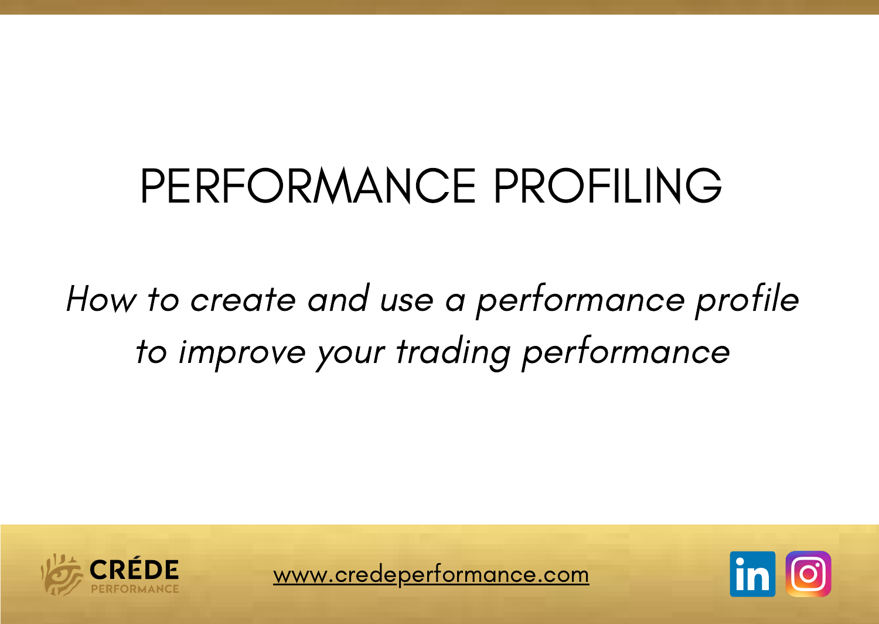# PERFORMANCE PROFILING

*How to create and use a performance profile to improve your trading performance*

CRÉDE PERFORMANCE

www.credeperformance.com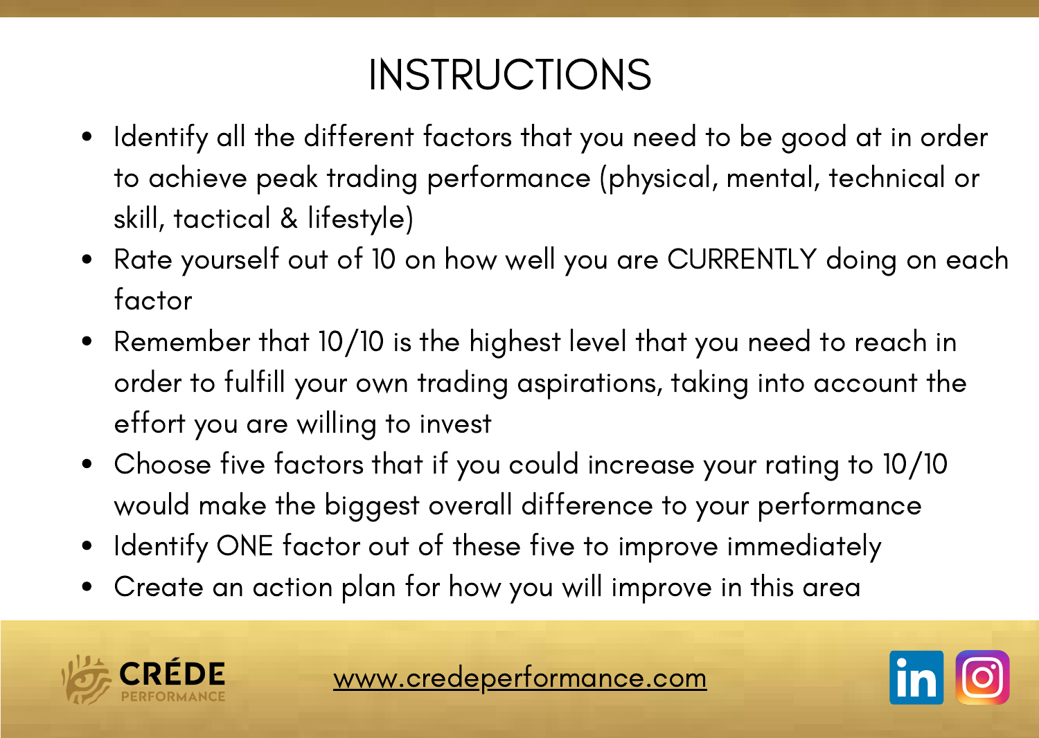# INSTRUCTIONS

- Identify all the different factors that you need to be good at in order to achieve peak trading performance (physical, mental, technical or skill, tactical & lifestyle)
- Rate yourself out of 10 on how well you are CURRENTLY doing on each factor
- Remember that 10/10 is the highest level that you need to reach in order to fulfill your own trading aspirations, taking into account the effort you are willing to invest
- Choose five factors that if you could increase your rating to 10/10 would make the biggest overall difference to your performance
- Identify ONE factor out of these five to improve immediately
- Create an action plan for how you will improve in this area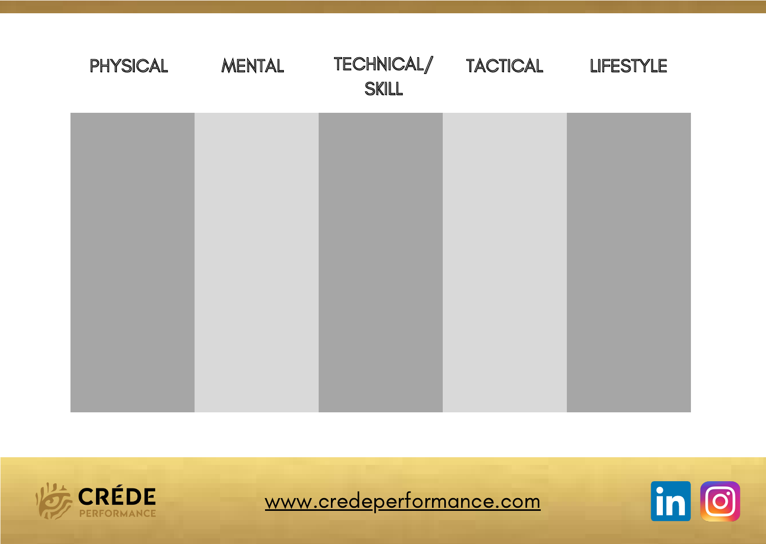| PHYSICAL | MENTAL | TECHNICAL/ SKILL | TACTICAL | LIFESTYLE |
| --- | --- | --- | --- | --- |
| | | | | |

www.credeperformance.com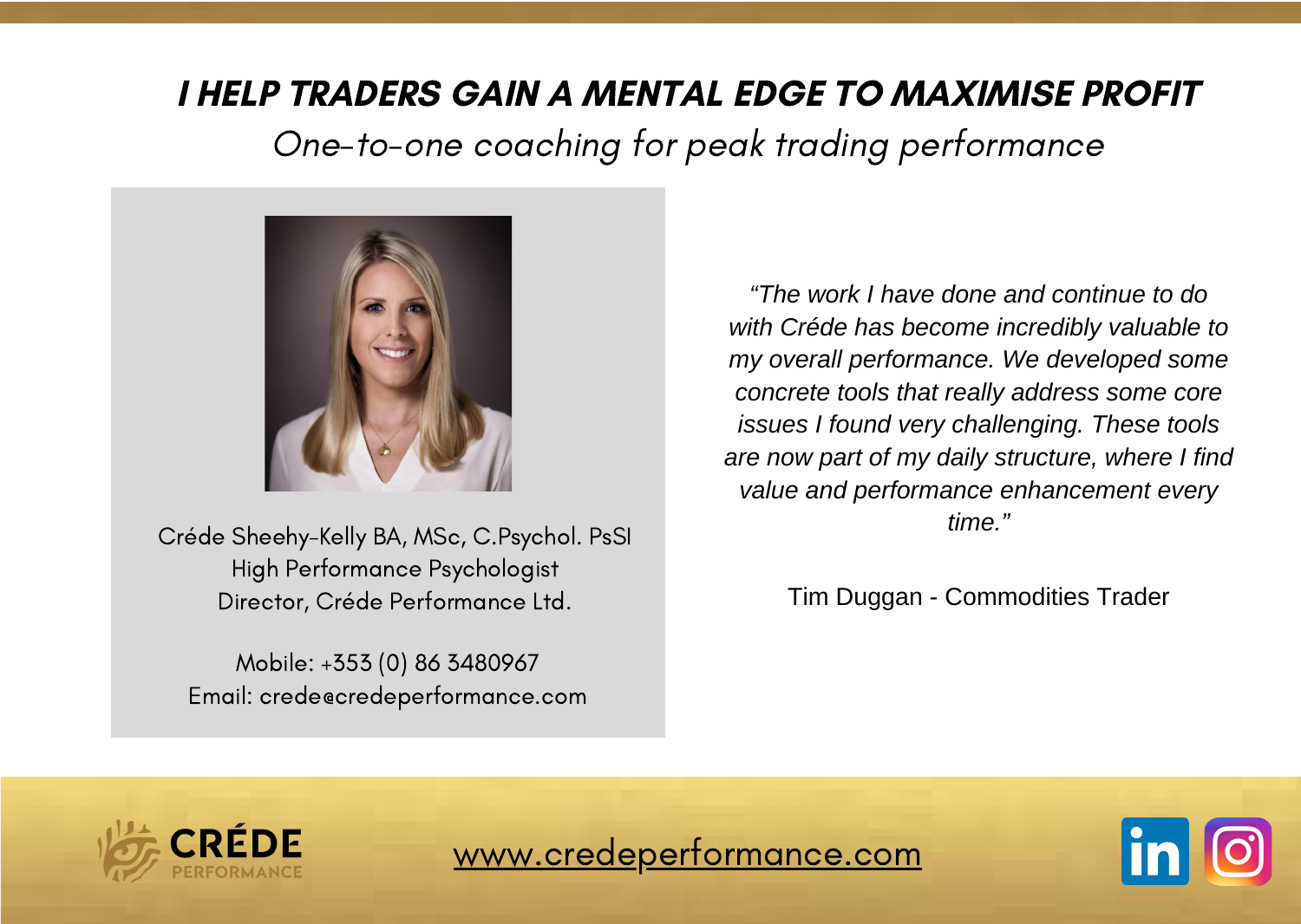# I HELP TRADERS GAIN A MENTAL EDGE TO MAXIMISE PROFIT

*One-to-one coaching for peak trading performance*

Créde Sheehy-Kelly BA, MSc, C.Psychol. PsSI
High Performance Psychologist
Director, Créde Performance Ltd.

Mobile: +353 (0) 86 3480967
Email: crede@credeperformance.com

*"The work I have done and continue to do with Créde has become incredibly valuable to my overall performance. We developed some concrete tools that really address some core issues I found very challenging. These tools are now part of my daily structure, where I find value and performance enhancement every time."*

Tim Duggan - Commodities Trader

CRÉDE PERFORMANCE

www.credeperformance.com